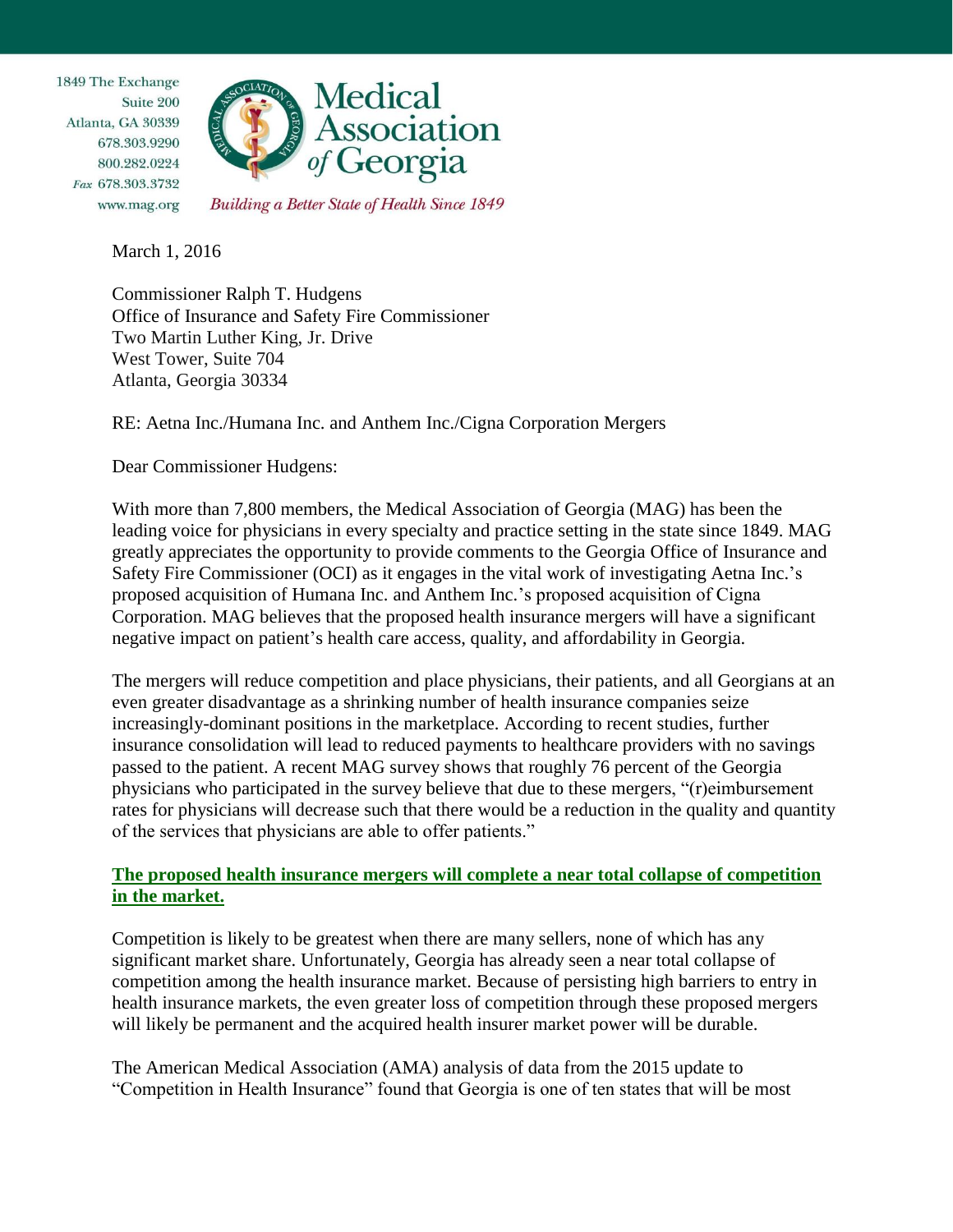1849 The Exchange
Suite 200
Atlanta, GA 30339
678.303.9290
800.282.0224
Fax 678.303.3732
www.mag.org

**Medical Association of Georgia**

*Building a Better State of Health Since 1849*

March 1, 2016

Commissioner Ralph T. Hudgens
Office of Insurance and Safety Fire Commissioner
Two Martin Luther King, Jr. Drive
West Tower, Suite 704
Atlanta, Georgia 30334

RE: Aetna Inc./Humana Inc. and Anthem Inc./Cigna Corporation Mergers

Dear Commissioner Hudgens:

With more than 7,800 members, the Medical Association of Georgia (MAG) has been the leading voice for physicians in every specialty and practice setting in the state since 1849. MAG greatly appreciates the opportunity to provide comments to the Georgia Office of Insurance and Safety Fire Commissioner (OCI) as it engages in the vital work of investigating Aetna Inc.'s proposed acquisition of Humana Inc. and Anthem Inc.'s proposed acquisition of Cigna Corporation. MAG believes that the proposed health insurance mergers will have a significant negative impact on patient's health care access, quality, and affordability in Georgia.

The mergers will reduce competition and place physicians, their patients, and all Georgians at an even greater disadvantage as a shrinking number of health insurance companies seize increasingly-dominant positions in the marketplace. According to recent studies, further insurance consolidation will lead to reduced payments to healthcare providers with no savings passed to the patient. A recent MAG survey shows that roughly 76 percent of the Georgia physicians who participated in the survey believe that due to these mergers, "(r)eimbursement rates for physicians will decrease such that there would be a reduction in the quality and quantity of the services that physicians are able to offer patients."

**The proposed health insurance mergers will complete a near total collapse of competition in the market.**

Competition is likely to be greatest when there are many sellers, none of which has any significant market share. Unfortunately, Georgia has already seen a near total collapse of competition among the health insurance market. Because of persisting high barriers to entry in health insurance markets, the even greater loss of competition through these proposed mergers will likely be permanent and the acquired health insurer market power will be durable.

The American Medical Association (AMA) analysis of data from the 2015 update to "Competition in Health Insurance" found that Georgia is one of ten states that will be most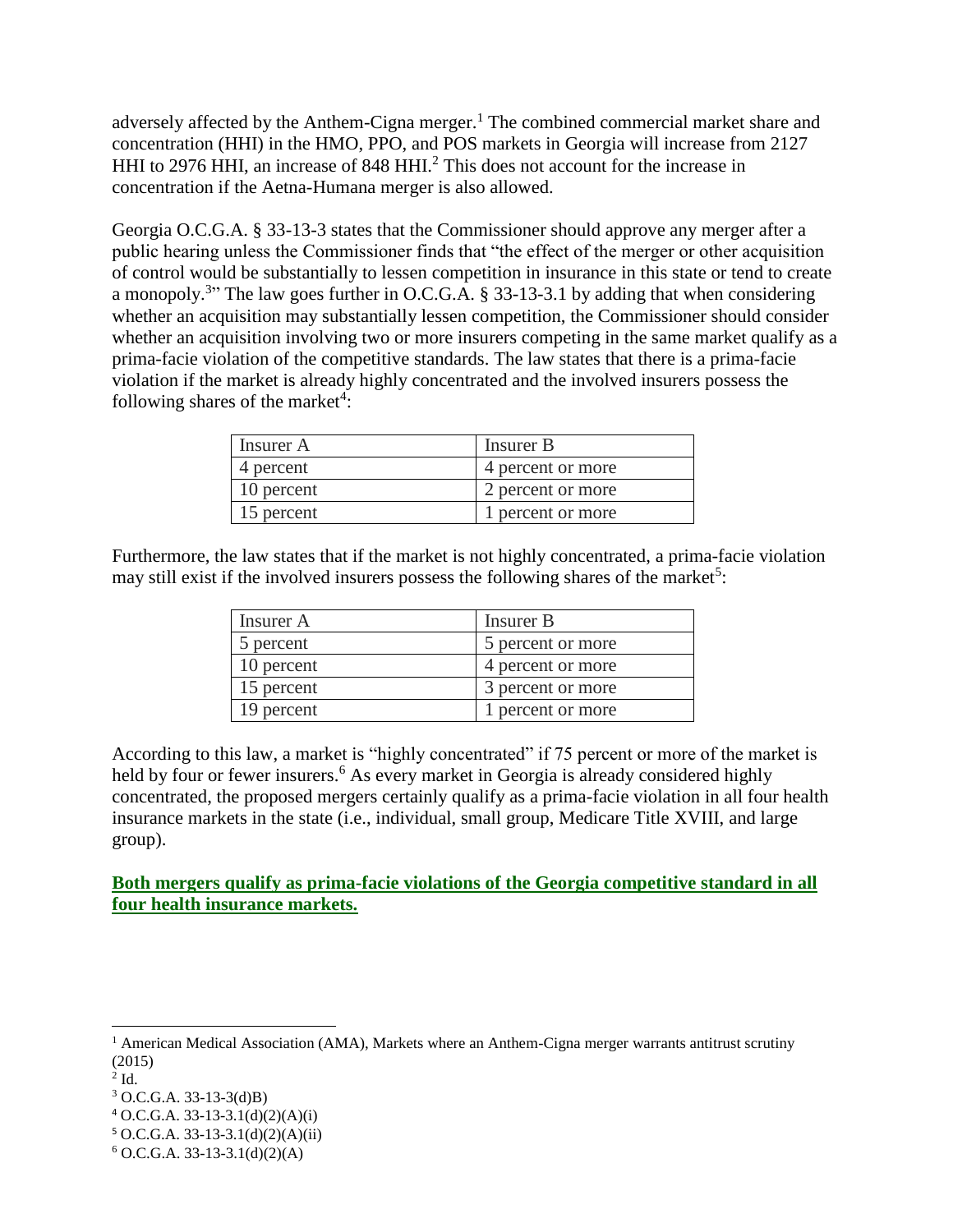adversely affected by the Anthem-Cigna merger.[1] The combined commercial market share and concentration (HHI) in the HMO, PPO, and POS markets in Georgia will increase from 2127 HHI to 2976 HHI, an increase of 848 HHI.[2] This does not account for the increase in concentration if the Aetna-Humana merger is also allowed.

Georgia O.C.G.A. § 33-13-3 states that the Commissioner should approve any merger after a public hearing unless the Commissioner finds that "the effect of the merger or other acquisition of control would be substantially to lessen competition in insurance in this state or tend to create a monopoly.[3]" The law goes further in O.C.G.A. § 33-13-3.1 by adding that when considering whether an acquisition may substantially lessen competition, the Commissioner should consider whether an acquisition involving two or more insurers competing in the same market qualify as a prima-facie violation of the competitive standards. The law states that there is a prima-facie violation if the market is already highly concentrated and the involved insurers possess the following shares of the market[4]:

| Insurer A | Insurer B |
|---|---|
| 4 percent | 4 percent or more |
| 10 percent | 2 percent or more |
| 15 percent | 1 percent or more |

Furthermore, the law states that if the market is not highly concentrated, a prima-facie violation may still exist if the involved insurers possess the following shares of the market[5]:

| Insurer A | Insurer B |
|---|---|
| 5 percent | 5 percent or more |
| 10 percent | 4 percent or more |
| 15 percent | 3 percent or more |
| 19 percent | 1 percent or more |

According to this law, a market is "highly concentrated" if 75 percent or more of the market is held by four or fewer insurers.[6] As every market in Georgia is already considered highly concentrated, the proposed mergers certainly qualify as a prima-facie violation in all four health insurance markets in the state (i.e., individual, small group, Medicare Title XVIII, and large group).

**Both mergers qualify as prima-facie violations of the Georgia competitive standard in all four health insurance markets.**

---

[1] American Medical Association (AMA), Markets where an Anthem-Cigna merger warrants antitrust scrutiny (2015)

[2] Id.

[3] O.C.G.A. 33-13-3(d)B)

[4] O.C.G.A. 33-13-3.1(d)(2)(A)(i)

[5] O.C.G.A. 33-13-3.1(d)(2)(A)(ii)

[6] O.C.G.A. 33-13-3.1(d)(2)(A)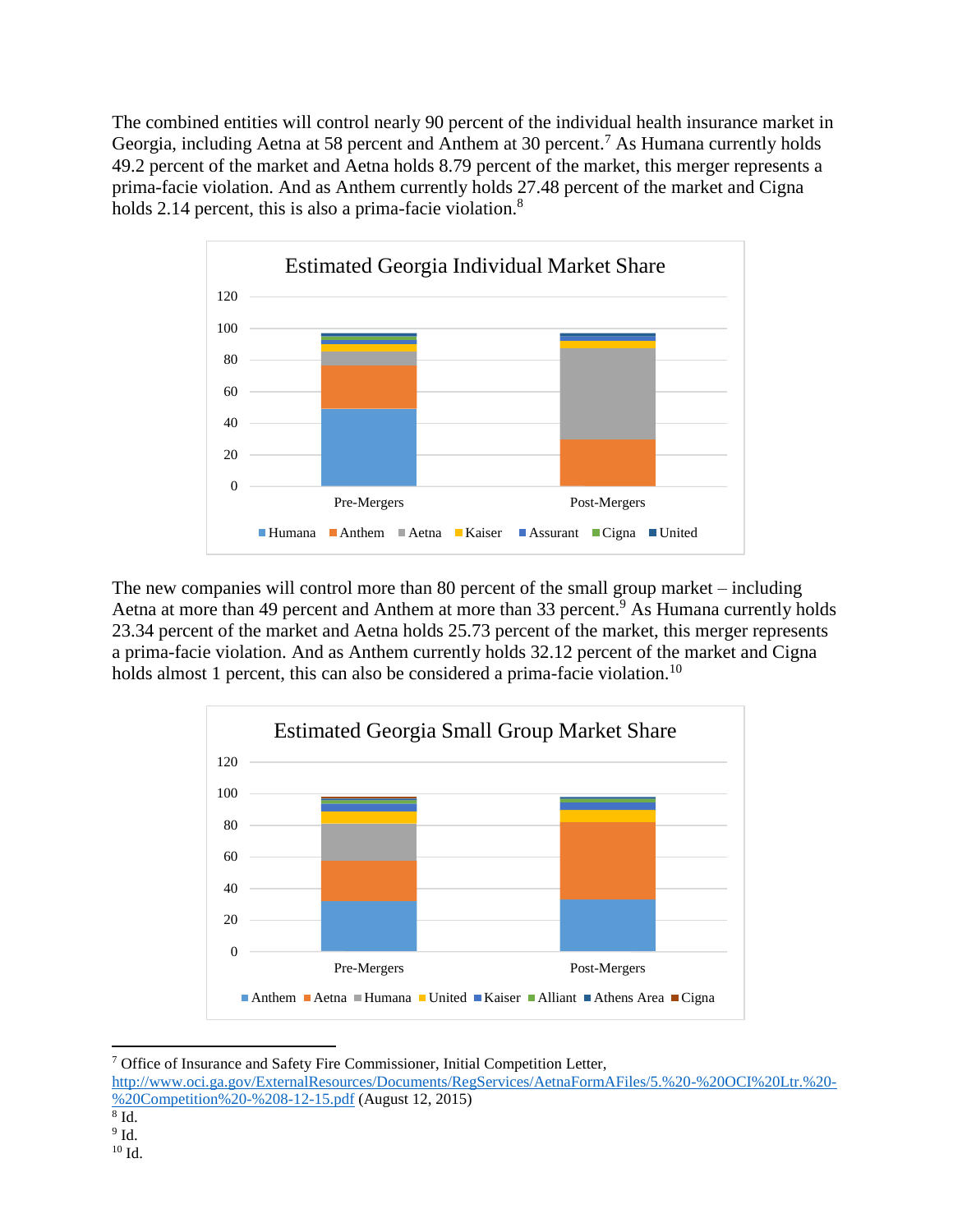The combined entities will control nearly 90 percent of the individual health insurance market in Georgia, including Aetna at 58 percent and Anthem at 30 percent.[7] As Humana currently holds 49.2 percent of the market and Aetna holds 8.79 percent of the market, this merger represents a prima-facie violation. And as Anthem currently holds 27.48 percent of the market and Cigna holds 2.14 percent, this is also a prima-facie violation.[8]

Estimated Georgia Individual Market Share

Humana, Anthem, Aetna, Kaiser, Assurant, Cigna, United

The new companies will control more than 80 percent of the small group market – including Aetna at more than 49 percent and Anthem at more than 33 percent.[9] As Humana currently holds 23.34 percent of the market and Aetna holds 25.73 percent of the market, this merger represents a prima-facie violation. And as Anthem currently holds 32.12 percent of the market and Cigna holds almost 1 percent, this can also be considered a prima-facie violation.[10]

Estimated Georgia Small Group Market Share

Anthem, Aetna, Humana, United, Kaiser, Alliant, Athens Area, Cigna

---

[7] Office of Insurance and Safety Fire Commissioner, Initial Competition Letter, http://www.oci.ga.gov/ExternalResources/Documents/RegServices/AetnaFormAFiles/5.%20-%20OCI%20Ltr.%20-%20Competition%20-%208-12-15.pdf (August 12, 2015)

[8] Id.

[9] Id.

[10] Id.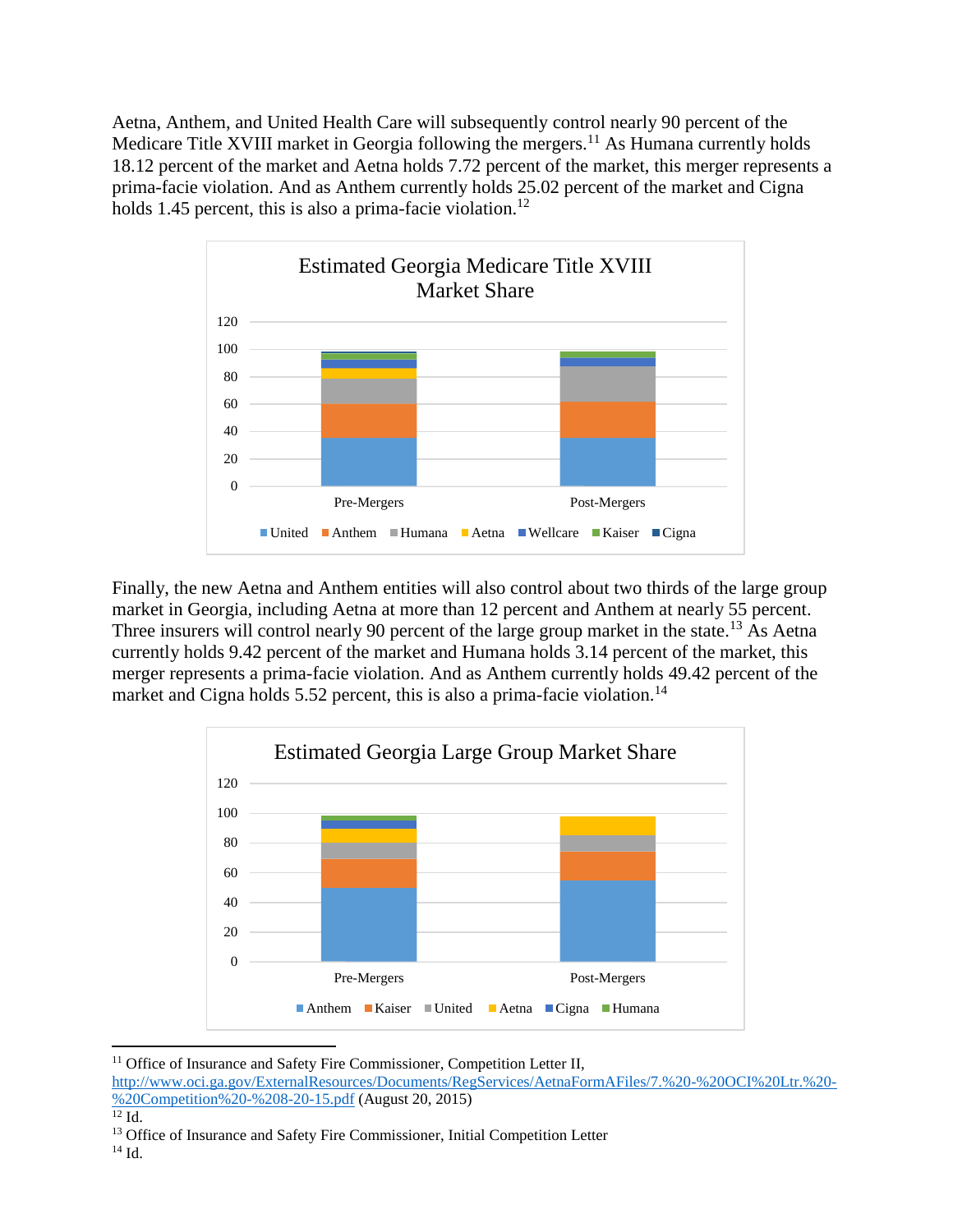Aetna, Anthem, and United Health Care will subsequently control nearly 90 percent of the Medicare Title XVIII market in Georgia following the mergers.[11] As Humana currently holds 18.12 percent of the market and Aetna holds 7.72 percent of the market, this merger represents a prima-facie violation. And as Anthem currently holds 25.02 percent of the market and Cigna holds 1.45 percent, this is also a prima-facie violation.[12]

Estimated Georgia Medicare Title XVIII Market Share

Finally, the new Aetna and Anthem entities will also control about two thirds of the large group market in Georgia, including Aetna at more than 12 percent and Anthem at nearly 55 percent. Three insurers will control nearly 90 percent of the large group market in the state.[13] As Aetna currently holds 9.42 percent of the market and Humana holds 3.14 percent of the market, this merger represents a prima-facie violation. And as Anthem currently holds 49.42 percent of the market and Cigna holds 5.52 percent, this is also a prima-facie violation.[14]

Estimated Georgia Large Group Market Share

---

[11] Office of Insurance and Safety Fire Commissioner, Competition Letter II, http://www.oci.ga.gov/ExternalResources/Documents/RegServices/AetnaFormAFiles/7.%20-%20OCI%20Ltr.%20-%20Competition%20-%208-20-15.pdf (August 20, 2015)

[12] Id.

[13] Office of Insurance and Safety Fire Commissioner, Initial Competition Letter

[14] Id.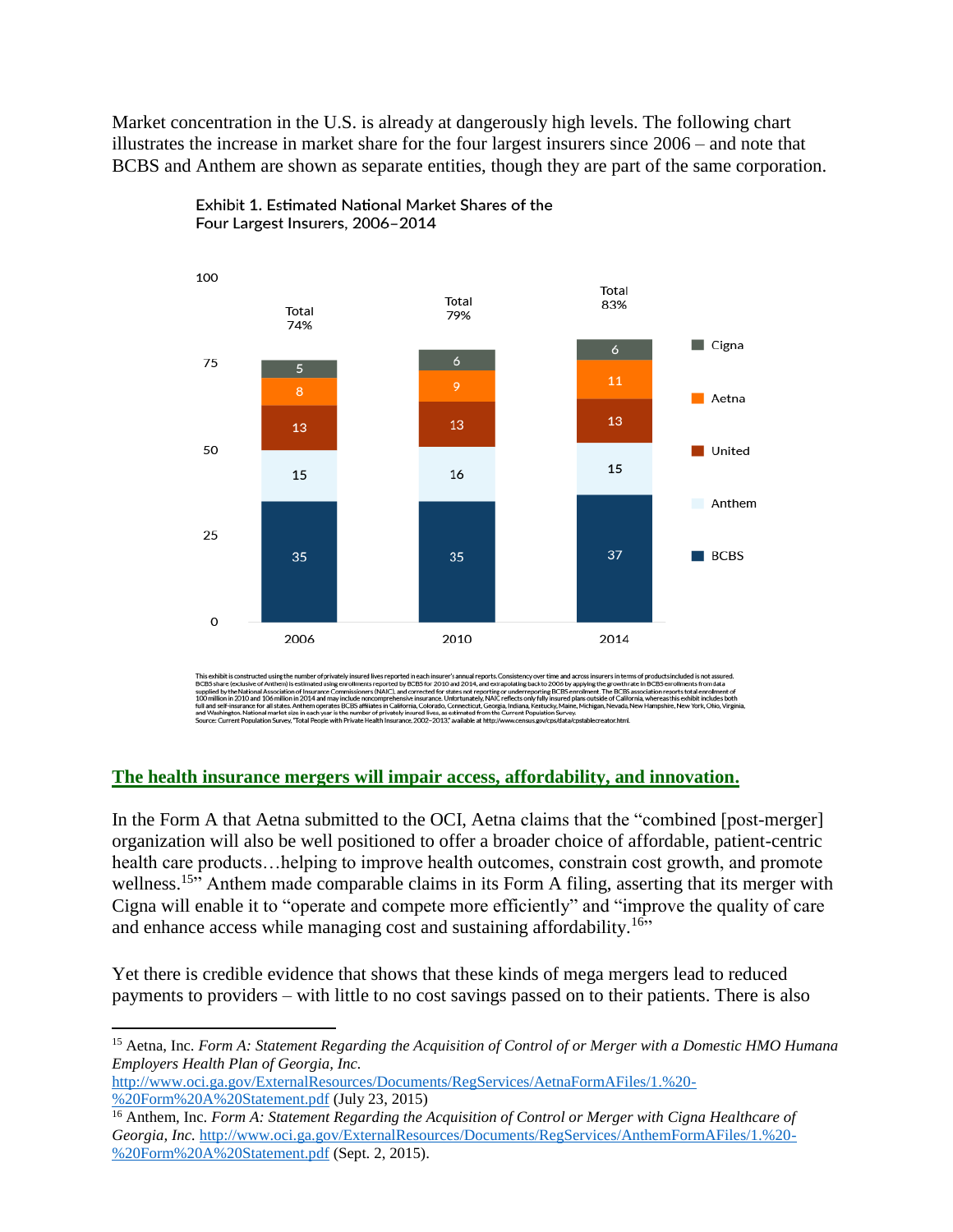Market concentration in the U.S. is already at dangerously high levels. The following chart illustrates the increase in market share for the four largest insurers since 2006 – and note that BCBS and Anthem are shown as separate entities, though they are part of the same corporation.

Exhibit 1. Estimated National Market Shares of the Four Largest Insurers, 2006–2014

| | 2006 | 2010 | 2014 |
|---|---|---|---|
| Cigna | 5 | 6 | 6 |
| Aetna | 8 | 9 | 11 |
| United | 13 | 13 | 13 |
| Anthem | 15 | 16 | 15 |
| BCBS | 35 | 35 | 37 |
| Total | 74% | 79% | 83% |

This exhibit is constructed using the number of privately insured lives reported in each insurer's annual reports. Consistency over time and across insurers in terms of products included is not assured. BCBS share (exclusive of Anthem) is estimated using enrollments reported by BCBS for 2010 and 2014, and extrapolating back to 2006 by applying the growth rate in BCBS enrollments from data supplied by the National Association of Insurance Commissioners (NAIC), and corrected for states not reporting or underreporting BCBS enrollment. The BCBS association reports total enrollment of 100 million in 2010 and 106 million in 2014 and may include noncomprehensive insurance. Unfortunately, NAIC reflects only fully insured plans outside of California, whereas this exhibit includes both full and self-insurance for all states. Anthem operates BCBS affiliates in California, Colorado, Connecticut, Georgia, Indiana, Kentucky, Maine, Michigan, Nevada, New Hampshire, New York, Ohio, Virginia, and Washington. National market size in each year is the number of privately insured lives, as estimated from the Current Population Survey.
Source: Current Population Survey, "Total People with Private Health Insurance, 2002–2013," available at http://www.census.gov/cps/data/cpstablecreator.html.

## The health insurance mergers will impair access, affordability, and innovation.

In the Form A that Aetna submitted to the OCI, Aetna claims that the "combined [post-merger] organization will also be well positioned to offer a broader choice of affordable, patient-centric health care products…helping to improve health outcomes, constrain cost growth, and promote wellness.[15]" Anthem made comparable claims in its Form A filing, asserting that its merger with Cigna will enable it to "operate and compete more efficiently" and "improve the quality of care and enhance access while managing cost and sustaining affordability.[16]"

Yet there is credible evidence that shows that these kinds of mega mergers lead to reduced payments to providers – with little to no cost savings passed on to their patients. There is also

---

[15] Aetna, Inc. *Form A: Statement Regarding the Acquisition of Control of or Merger with a Domestic HMO Humana Employers Health Plan of Georgia, Inc.* http://www.oci.ga.gov/ExternalResources/Documents/RegServices/AetnaFormAFiles/1.%20-%20Form%20A%20Statement.pdf (July 23, 2015)

[16] Anthem, Inc. *Form A: Statement Regarding the Acquisition of Control or Merger with Cigna Healthcare of Georgia, Inc.* http://www.oci.ga.gov/ExternalResources/Documents/RegServices/AnthemFormAFiles/1.%20-%20Form%20A%20Statement.pdf (Sept. 2, 2015).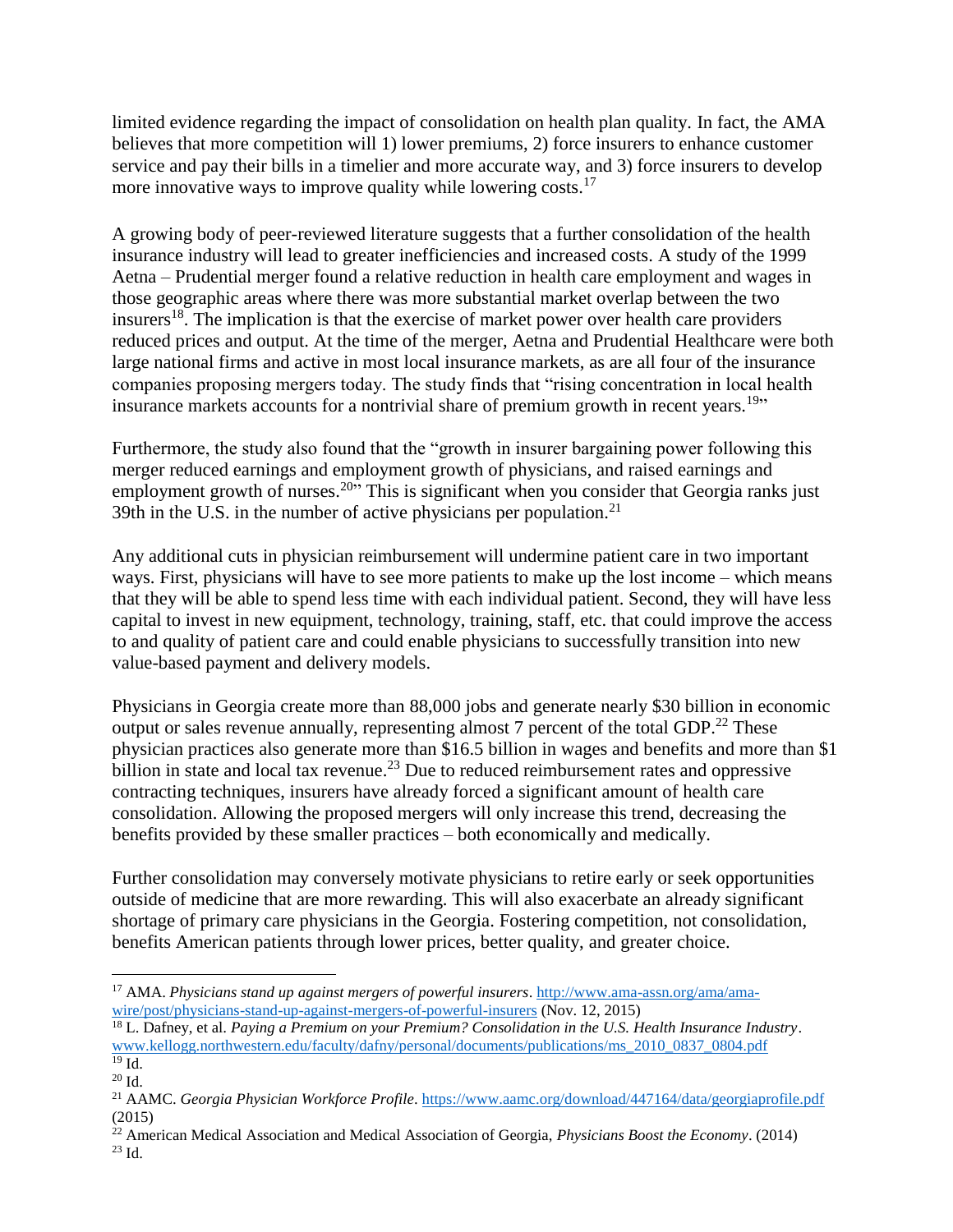limited evidence regarding the impact of consolidation on health plan quality. In fact, the AMA believes that more competition will 1) lower premiums, 2) force insurers to enhance customer service and pay their bills in a timelier and more accurate way, and 3) force insurers to develop more innovative ways to improve quality while lowering costs.[17]

A growing body of peer-reviewed literature suggests that a further consolidation of the health insurance industry will lead to greater inefficiencies and increased costs. A study of the 1999 Aetna – Prudential merger found a relative reduction in health care employment and wages in those geographic areas where there was more substantial market overlap between the two insurers[18]. The implication is that the exercise of market power over health care providers reduced prices and output. At the time of the merger, Aetna and Prudential Healthcare were both large national firms and active in most local insurance markets, as are all four of the insurance companies proposing mergers today. The study finds that "rising concentration in local health insurance markets accounts for a nontrivial share of premium growth in recent years.[19]"

Furthermore, the study also found that the "growth in insurer bargaining power following this merger reduced earnings and employment growth of physicians, and raised earnings and employment growth of nurses.[20]" This is significant when you consider that Georgia ranks just 39th in the U.S. in the number of active physicians per population.[21]

Any additional cuts in physician reimbursement will undermine patient care in two important ways. First, physicians will have to see more patients to make up the lost income – which means that they will be able to spend less time with each individual patient. Second, they will have less capital to invest in new equipment, technology, training, staff, etc. that could improve the access to and quality of patient care and could enable physicians to successfully transition into new value-based payment and delivery models.

Physicians in Georgia create more than 88,000 jobs and generate nearly $30 billion in economic output or sales revenue annually, representing almost 7 percent of the total GDP.[22] These physician practices also generate more than $16.5 billion in wages and benefits and more than $1 billion in state and local tax revenue.[23] Due to reduced reimbursement rates and oppressive contracting techniques, insurers have already forced a significant amount of health care consolidation. Allowing the proposed mergers will only increase this trend, decreasing the benefits provided by these smaller practices – both economically and medically.

Further consolidation may conversely motivate physicians to retire early or seek opportunities outside of medicine that are more rewarding. This will also exacerbate an already significant shortage of primary care physicians in the Georgia. Fostering competition, not consolidation, benefits American patients through lower prices, better quality, and greater choice.

---

[17] AMA. *Physicians stand up against mergers of powerful insurers*. http://www.ama-assn.org/ama/ama-wire/post/physicians-stand-up-against-mergers-of-powerful-insurers (Nov. 12, 2015)

[18] L. Dafney, et al. *Paying a Premium on your Premium? Consolidation in the U.S. Health Insurance Industry*. www.kellogg.northwestern.edu/faculty/dafny/personal/documents/publications/ms_2010_0837_0804.pdf

[19] Id.

[20] Id.

[21] AAMC. *Georgia Physician Workforce Profile*. https://www.aamc.org/download/447164/data/georgiaprofile.pdf (2015)

[22] American Medical Association and Medical Association of Georgia, *Physicians Boost the Economy*. (2014)

[23] Id.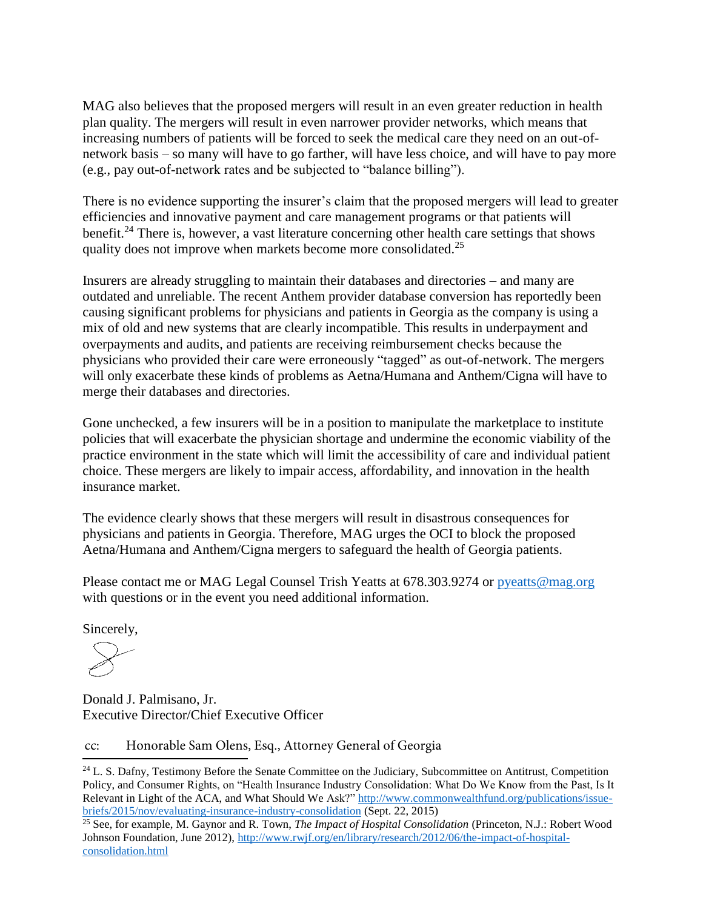MAG also believes that the proposed mergers will result in an even greater reduction in health plan quality. The mergers will result in even narrower provider networks, which means that increasing numbers of patients will be forced to seek the medical care they need on an out-of-network basis – so many will have to go farther, will have less choice, and will have to pay more (e.g., pay out-of-network rates and be subjected to "balance billing").

There is no evidence supporting the insurer's claim that the proposed mergers will lead to greater efficiencies and innovative payment and care management programs or that patients will benefit.[24] There is, however, a vast literature concerning other health care settings that shows quality does not improve when markets become more consolidated.[25]

Insurers are already struggling to maintain their databases and directories – and many are outdated and unreliable. The recent Anthem provider database conversion has reportedly been causing significant problems for physicians and patients in Georgia as the company is using a mix of old and new systems that are clearly incompatible. This results in underpayment and overpayments and audits, and patients are receiving reimbursement checks because the physicians who provided their care were erroneously "tagged" as out-of-network. The mergers will only exacerbate these kinds of problems as Aetna/Humana and Anthem/Cigna will have to merge their databases and directories.

Gone unchecked, a few insurers will be in a position to manipulate the marketplace to institute policies that will exacerbate the physician shortage and undermine the economic viability of the practice environment in the state which will limit the accessibility of care and individual patient choice. These mergers are likely to impair access, affordability, and innovation in the health insurance market.

The evidence clearly shows that these mergers will result in disastrous consequences for physicians and patients in Georgia. Therefore, MAG urges the OCI to block the proposed Aetna/Humana and Anthem/Cigna mergers to safeguard the health of Georgia patients.

Please contact me or MAG Legal Counsel Trish Yeatts at 678.303.9274 or pyeatts@mag.org with questions or in the event you need additional information.

Sincerely,

Donald J. Palmisano, Jr.
Executive Director/Chief Executive Officer

cc: Honorable Sam Olens, Esq., Attorney General of Georgia

---

[24] L. S. Dafny, Testimony Before the Senate Committee on the Judiciary, Subcommittee on Antitrust, Competition Policy, and Consumer Rights, on "Health Insurance Industry Consolidation: What Do We Know from the Past, Is It Relevant in Light of the ACA, and What Should We Ask?" http://www.commonwealthfund.org/publications/issue-briefs/2015/nov/evaluating-insurance-industry-consolidation (Sept. 22, 2015)

[25] See, for example, M. Gaynor and R. Town, *The Impact of Hospital Consolidation* (Princeton, N.J.: Robert Wood Johnson Foundation, June 2012), http://www.rwjf.org/en/library/research/2012/06/the-impact-of-hospital-consolidation.html